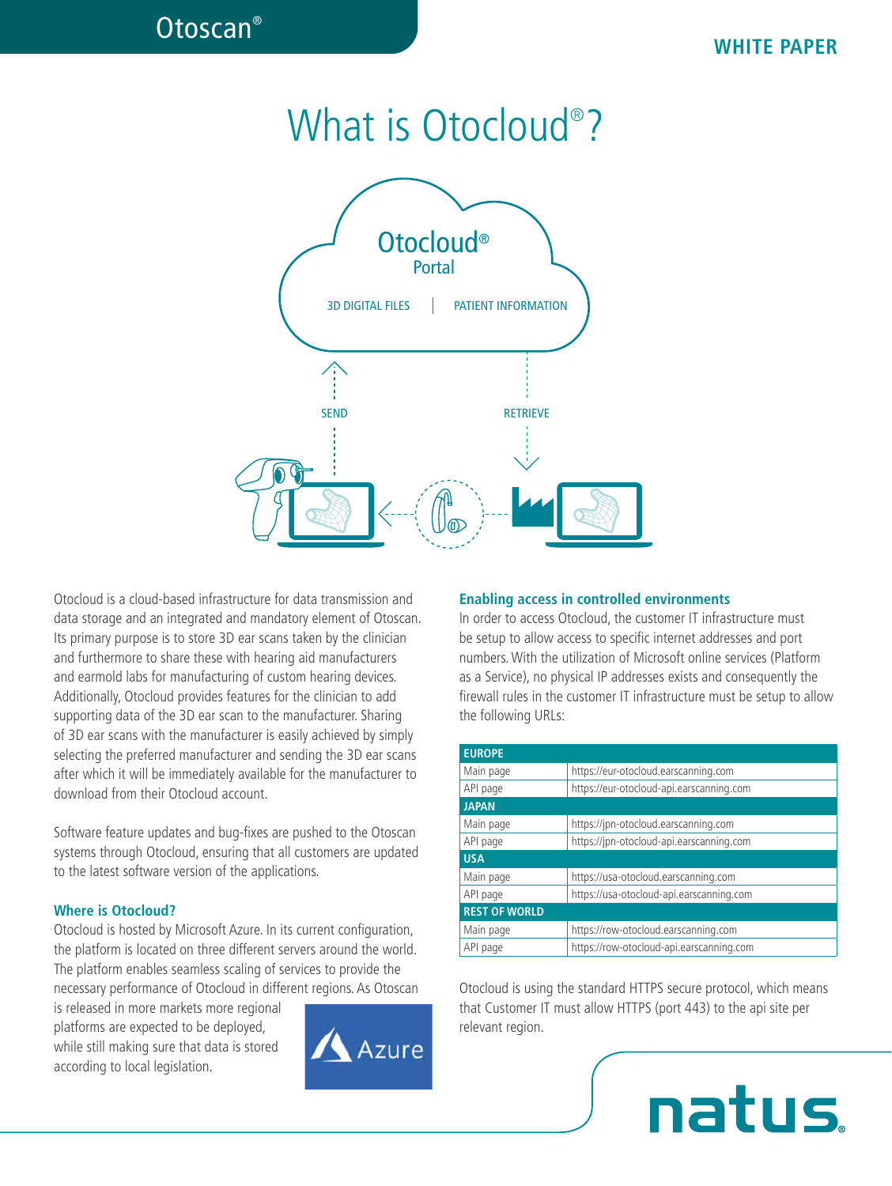# What is Otocloud®?

Otocloud® Portal

3D DIGITAL FILES | PATIENT INFORMATION

SEND

RETRIEVE

Otocloud is a cloud-based infrastructure for data transmission and data storage and an integrated and mandatory element of Otoscan. Its primary purpose is to store 3D ear scans taken by the clinician and furthermore to share these with hearing aid manufacturers and earmold labs for manufacturing of custom hearing devices. Additionally, Otocloud provides features for the clinician to add supporting data of the 3D ear scan to the manufacturer. Sharing of 3D ear scans with the manufacturer is easily achieved by simply selecting the preferred manufacturer and sending the 3D ear scans after which it will be immediately available for the manufacturer to download from their Otocloud account.

Software feature updates and bug-fixes are pushed to the Otoscan systems through Otocloud, ensuring that all customers are updated to the latest software version of the applications.

### Where is Otocloud?

Otocloud is hosted by Microsoft Azure. In its current configuration, the platform is located on three different servers around the world. The platform enables seamless scaling of services to provide the necessary performance of Otocloud in different regions. As Otoscan is released in more markets more regional platforms are expected to be deployed, while still making sure that data is stored according to local legislation.

### Enabling access in controlled environments

In order to access Otocloud, the customer IT infrastructure must be setup to allow access to specific internet addresses and port numbers. With the utilization of Microsoft online services (Platform as a Service), no physical IP addresses exists and consequently the firewall rules in the customer IT infrastructure must be setup to allow the following URLs:

| EUROPE | |
|---|---|
| Main page | https://eur-otocloud.earscanning.com |
| API page | https://eur-otocloud-api.earscanning.com |
| **JAPAN** | |
| Main page | https://jpn-otocloud.earscanning.com |
| API page | https://jpn-otocloud-api.earscanning.com |
| **USA** | |
| Main page | https://usa-otocloud.earscanning.com |
| API page | https://usa-otocloud-api.earscanning.com |
| **REST OF WORLD** | |
| Main page | https://row-otocloud.earscanning.com |
| API page | https://row-otocloud-api.earscanning.com |

Otocloud is using the standard HTTPS secure protocol, which means that Customer IT must allow HTTPS (port 443) to the api site per relevant region.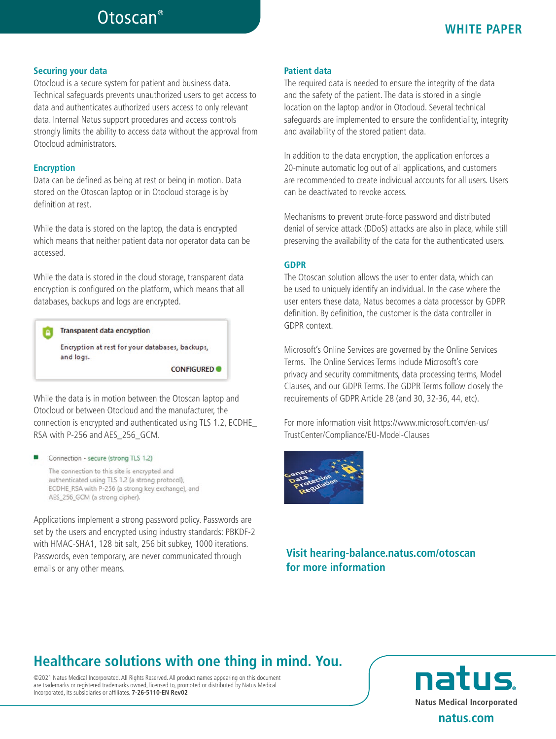## Securing your data

Otocloud is a secure system for patient and business data. Technical safeguards prevents unauthorized users to get access to data and authenticates authorized users access to only relevant data. Internal Natus support procedures and access controls strongly limits the ability to access data without the approval from Otocloud administrators.

## Encryption

Data can be defined as being at rest or being in motion. Data stored on the Otoscan laptop or in Otocloud storage is by definition at rest.

While the data is stored on the laptop, the data is encrypted which means that neither patient data nor operator data can be accessed.

While the data is stored in the cloud storage, transparent data encryption is configured on the platform, which means that all databases, backups and logs are encrypted.

**Transparent data encryption**

Encryption at rest for your databases, backups, and logs.

CONFIGURED

While the data is in motion between the Otoscan laptop and Otocloud or between Otocloud and the manufacturer, the connection is encrypted and authenticated using TLS 1.2, ECDHE_RSA with P-256 and AES_256_GCM.

Connection - secure (strong TLS 1.2)

The connection to this site is encrypted and authenticated using TLS 1.2 (a strong protocol), ECDHE_RSA with P-256 (a strong key exchange), and AES_256_GCM (a strong cipher).

Applications implement a strong password policy. Passwords are set by the users and encrypted using industry standards: PBKDF-2 with HMAC-SHA1, 128 bit salt, 256 bit subkey, 1000 iterations. Passwords, even temporary, are never communicated through emails or any other means.

## Patient data

The required data is needed to ensure the integrity of the data and the safety of the patient. The data is stored in a single location on the laptop and/or in Otocloud. Several technical safeguards are implemented to ensure the confidentiality, integrity and availability of the stored patient data.

In addition to the data encryption, the application enforces a 20-minute automatic log out of all applications, and customers are recommended to create individual accounts for all users. Users can be deactivated to revoke access.

Mechanisms to prevent brute-force password and distributed denial of service attack (DDoS) attacks are also in place, while still preserving the availability of the data for the authenticated users.

## GDPR

The Otoscan solution allows the user to enter data, which can be used to uniquely identify an individual. In the case where the user enters these data, Natus becomes a data processor by GDPR definition. By definition, the customer is the data controller in GDPR context.

Microsoft's Online Services are governed by the Online Services Terms. The Online Services Terms include Microsoft's core privacy and security commitments, data processing terms, Model Clauses, and our GDPR Terms. The GDPR Terms follow closely the requirements of GDPR Article 28 (and 30, 32-36, 44, etc).

For more information visit https://www.microsoft.com/en-us/TrustCenter/Compliance/EU-Model-Clauses

General Data Protection Regulation

**Visit hearing-balance.natus.com/otoscan for more information**

## Healthcare solutions with one thing in mind. You.

©2021 Natus Medical Incorporated. All Rights Reserved. All product names appearing on this document are trademarks or registered trademarks owned, licensed to, promoted or distributed by Natus Medical Incorporated, its subsidiaries or affiliates. **7-26-5110-EN Rev02**

natus.

Natus Medical Incorporated

natus.com